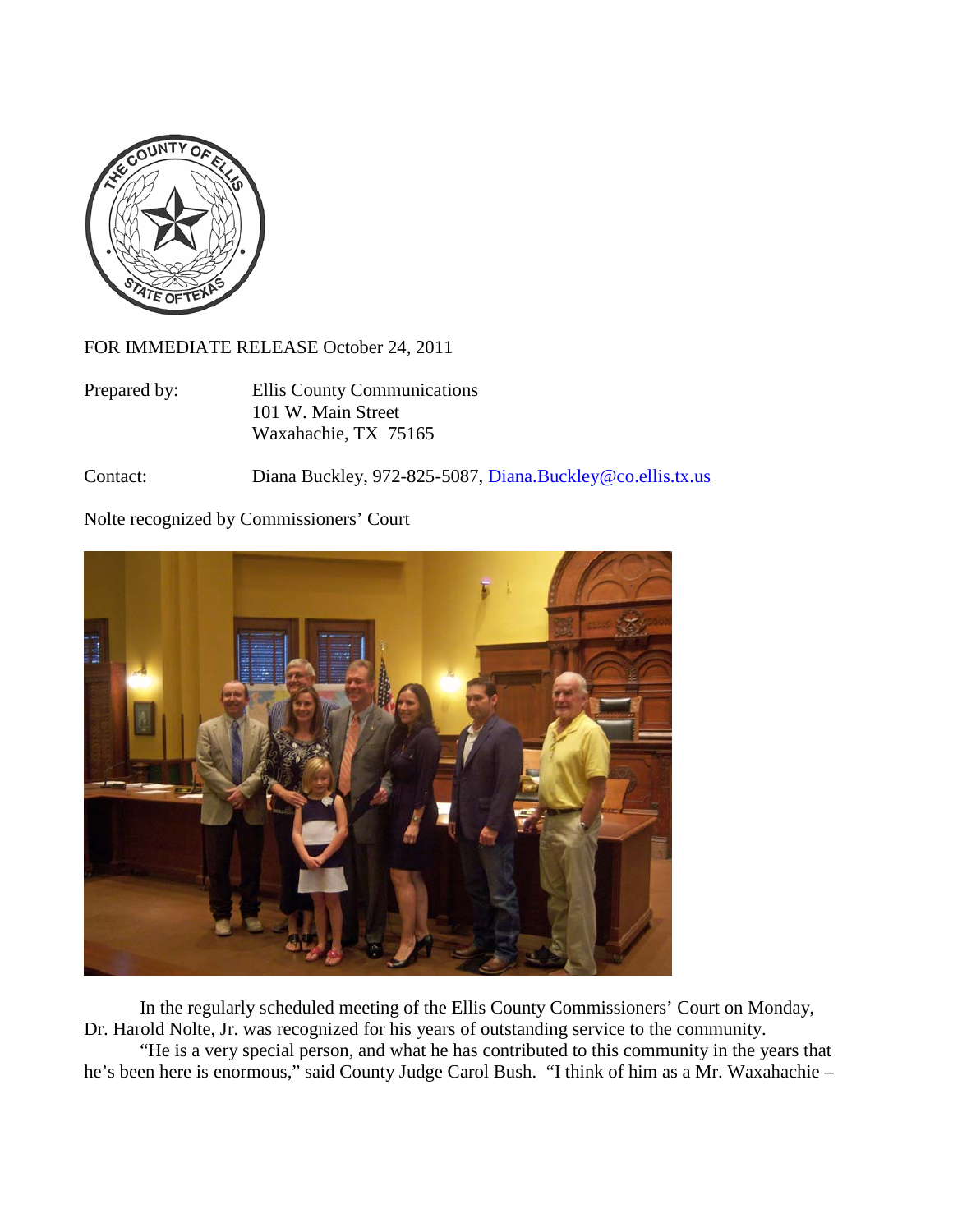FOR IMMEDIATE RELEASE October 24, 2011

Prepared by: Ellis County Communications
101 W. Main Street
Waxahachie, TX 75165

Contact: Diana Buckley, 972-825-5087, Diana.Buckley@co.ellis.tx.us

Nolte recognized by Commissioners' Court

In the regularly scheduled meeting of the Ellis County Commissioners' Court on Monday, Dr. Harold Nolte, Jr. was recognized for his years of outstanding service to the community.

"He is a very special person, and what he has contributed to this community in the years that he's been here is enormous," said County Judge Carol Bush. "I think of him as a Mr. Waxahachie –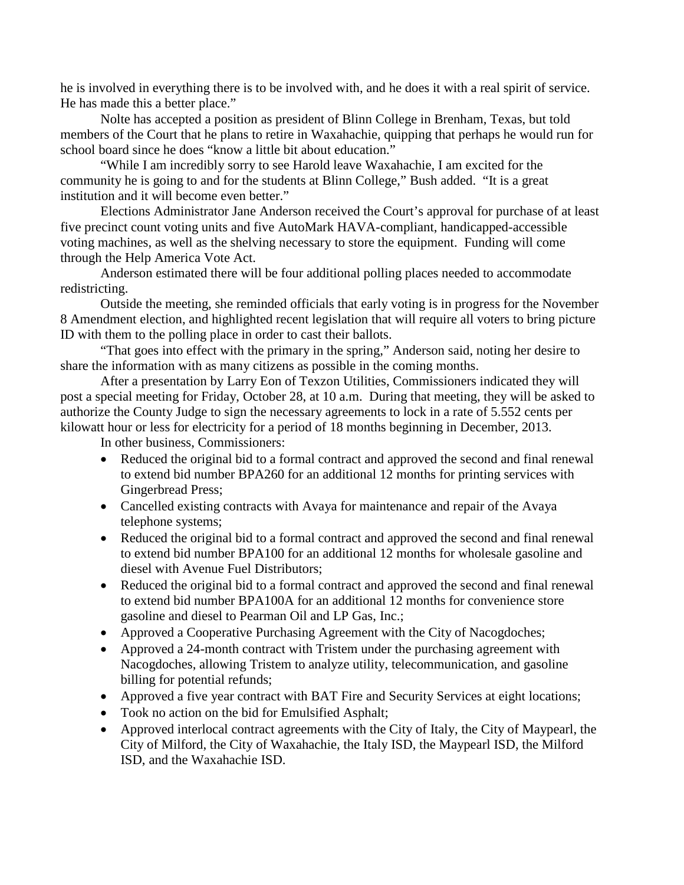he is involved in everything there is to be involved with, and he does it with a real spirit of service. He has made this a better place."

Nolte has accepted a position as president of Blinn College in Brenham, Texas, but told members of the Court that he plans to retire in Waxahachie, quipping that perhaps he would run for school board since he does "know a little bit about education."

"While I am incredibly sorry to see Harold leave Waxahachie, I am excited for the community he is going to and for the students at Blinn College," Bush added. "It is a great institution and it will become even better."

Elections Administrator Jane Anderson received the Court's approval for purchase of at least five precinct count voting units and five AutoMark HAVA-compliant, handicapped-accessible voting machines, as well as the shelving necessary to store the equipment. Funding will come through the Help America Vote Act.

Anderson estimated there will be four additional polling places needed to accommodate redistricting.

Outside the meeting, she reminded officials that early voting is in progress for the November 8 Amendment election, and highlighted recent legislation that will require all voters to bring picture ID with them to the polling place in order to cast their ballots.

"That goes into effect with the primary in the spring," Anderson said, noting her desire to share the information with as many citizens as possible in the coming months.

After a presentation by Larry Eon of Texzon Utilities, Commissioners indicated they will post a special meeting for Friday, October 28, at 10 a.m. During that meeting, they will be asked to authorize the County Judge to sign the necessary agreements to lock in a rate of 5.552 cents per kilowatt hour or less for electricity for a period of 18 months beginning in December, 2013.

In other business, Commissioners:

- Reduced the original bid to a formal contract and approved the second and final renewal to extend bid number BPA260 for an additional 12 months for printing services with Gingerbread Press;
- Cancelled existing contracts with Avaya for maintenance and repair of the Avaya telephone systems;
- Reduced the original bid to a formal contract and approved the second and final renewal to extend bid number BPA100 for an additional 12 months for wholesale gasoline and diesel with Avenue Fuel Distributors;
- Reduced the original bid to a formal contract and approved the second and final renewal to extend bid number BPA100A for an additional 12 months for convenience store gasoline and diesel to Pearman Oil and LP Gas, Inc.;
- Approved a Cooperative Purchasing Agreement with the City of Nacogdoches;
- Approved a 24-month contract with Tristem under the purchasing agreement with Nacogdoches, allowing Tristem to analyze utility, telecommunication, and gasoline billing for potential refunds;
- Approved a five year contract with BAT Fire and Security Services at eight locations;
- Took no action on the bid for Emulsified Asphalt;
- Approved interlocal contract agreements with the City of Italy, the City of Maypearl, the City of Milford, the City of Waxahachie, the Italy ISD, the Maypearl ISD, the Milford ISD, and the Waxahachie ISD.